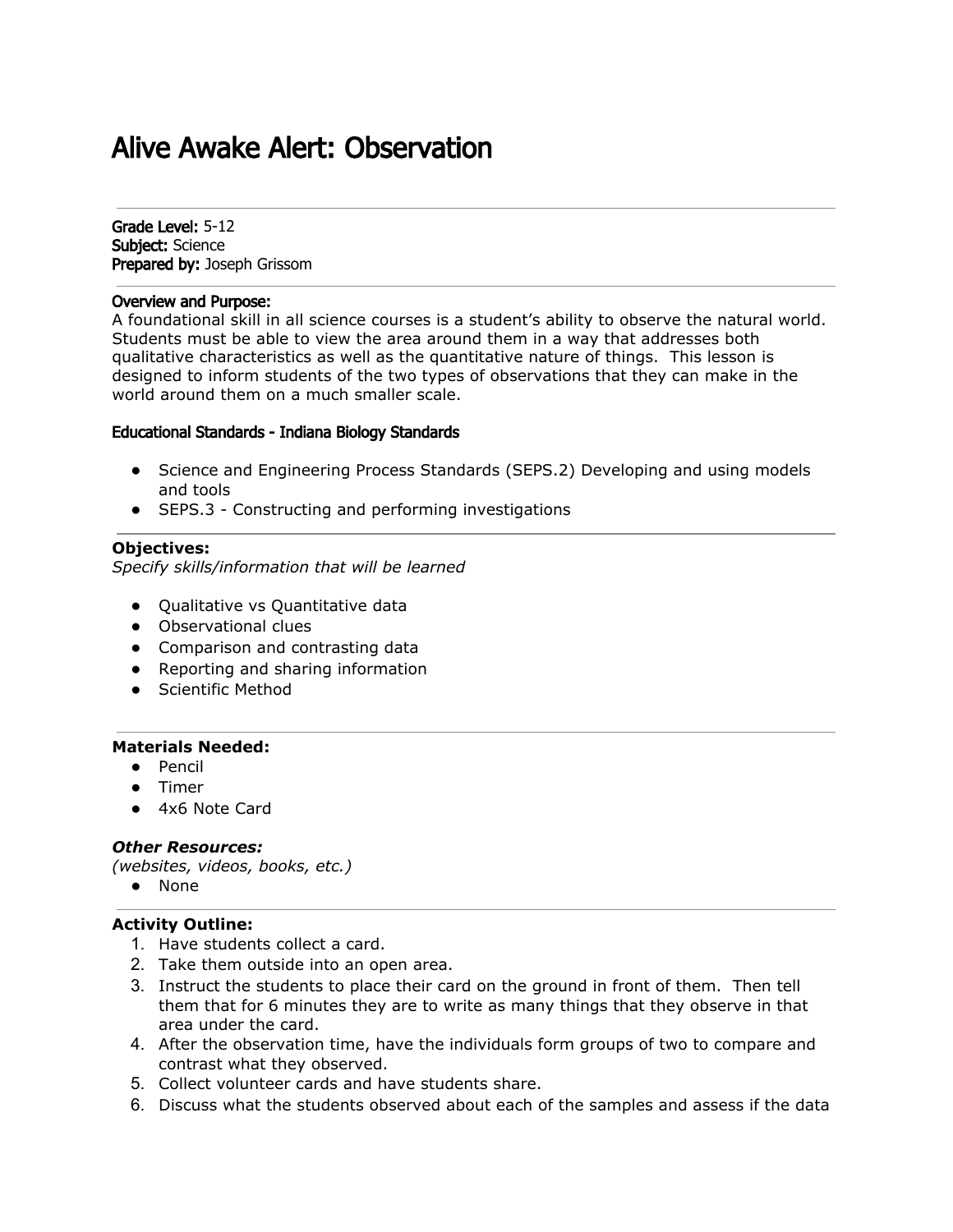# Alive Awake Alert: Observation

**Grade Level:** 5-12
**Subject:** Science
**Prepared by:** Joseph Grissom

**Overview and Purpose:**
A foundational skill in all science courses is a student's ability to observe the natural world. Students must be able to view the area around them in a way that addresses both qualitative characteristics as well as the quantitative nature of things. This lesson is designed to inform students of the two types of observations that they can make in the world around them on a much smaller scale.

**Educational Standards - Indiana Biology Standards**

- Science and Engineering Process Standards (SEPS.2) Developing and using models and tools
- SEPS.3 - Constructing and performing investigations

**Objectives:**
*Specify skills/information that will be learned*

- Qualitative vs Quantitative data
- Observational clues
- Comparison and contrasting data
- Reporting and sharing information
- Scientific Method

**Materials Needed:**
- Pencil
- Timer
- 4x6 Note Card

***Other Resources:***
*(websites, videos, books, etc.)*
- None

**Activity Outline:**
1. Have students collect a card.
2. Take them outside into an open area.
3. Instruct the students to place their card on the ground in front of them. Then tell them that for 6 minutes they are to write as many things that they observe in that area under the card.
4. After the observation time, have the individuals form groups of two to compare and contrast what they observed.
5. Collect volunteer cards and have students share.
6. Discuss what the students observed about each of the samples and assess if the data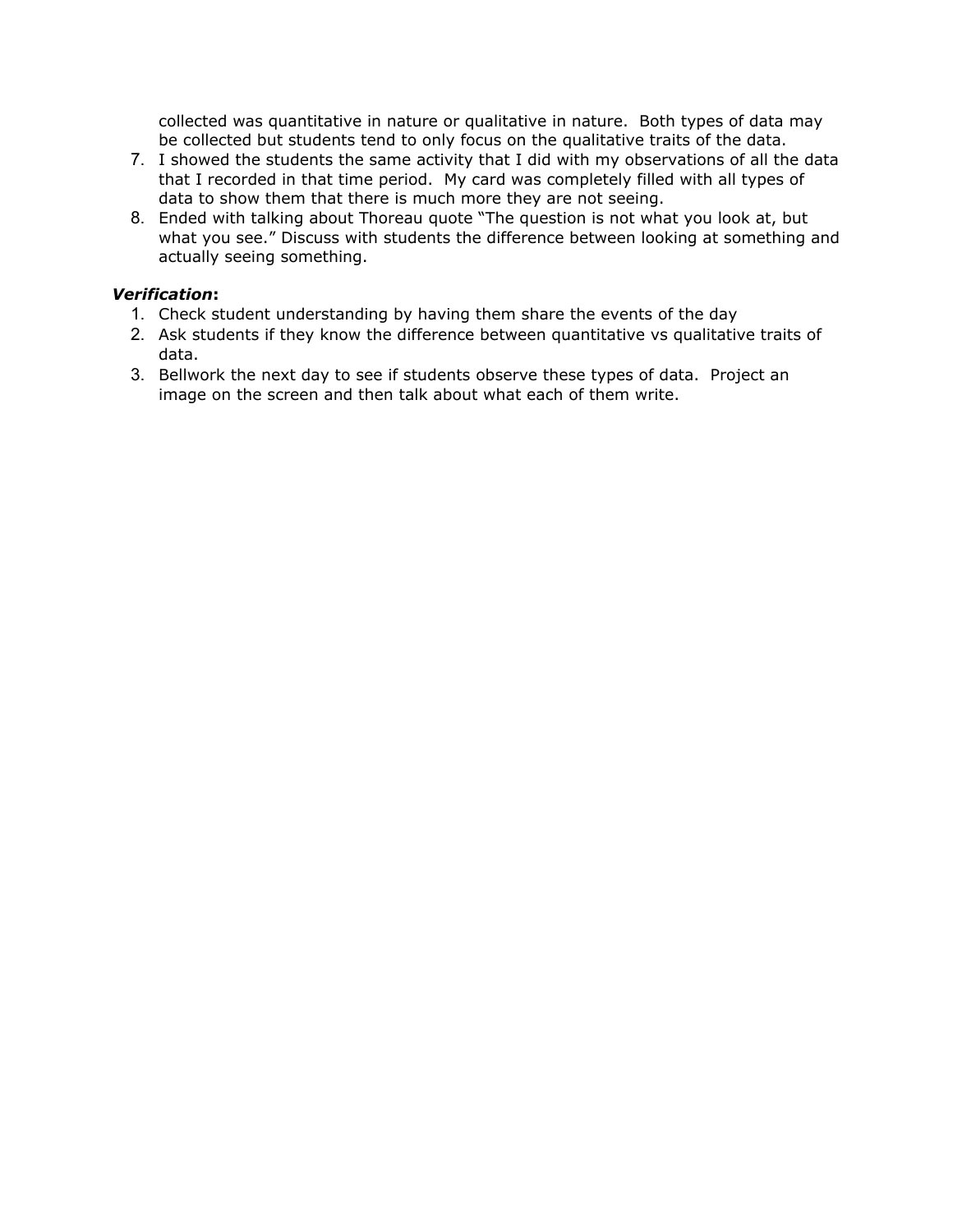collected was quantitative in nature or qualitative in nature. Both types of data may be collected but students tend to only focus on the qualitative traits of the data.

7. I showed the students the same activity that I did with my observations of all the data that I recorded in that time period. My card was completely filled with all types of data to show them that there is much more they are not seeing.
8. Ended with talking about Thoreau quote "The question is not what you look at, but what you see." Discuss with students the difference between looking at something and actually seeing something.

***Verification*:**

1. Check student understanding by having them share the events of the day
2. Ask students if they know the difference between quantitative vs qualitative traits of data.
3. Bellwork the next day to see if students observe these types of data. Project an image on the screen and then talk about what each of them write.